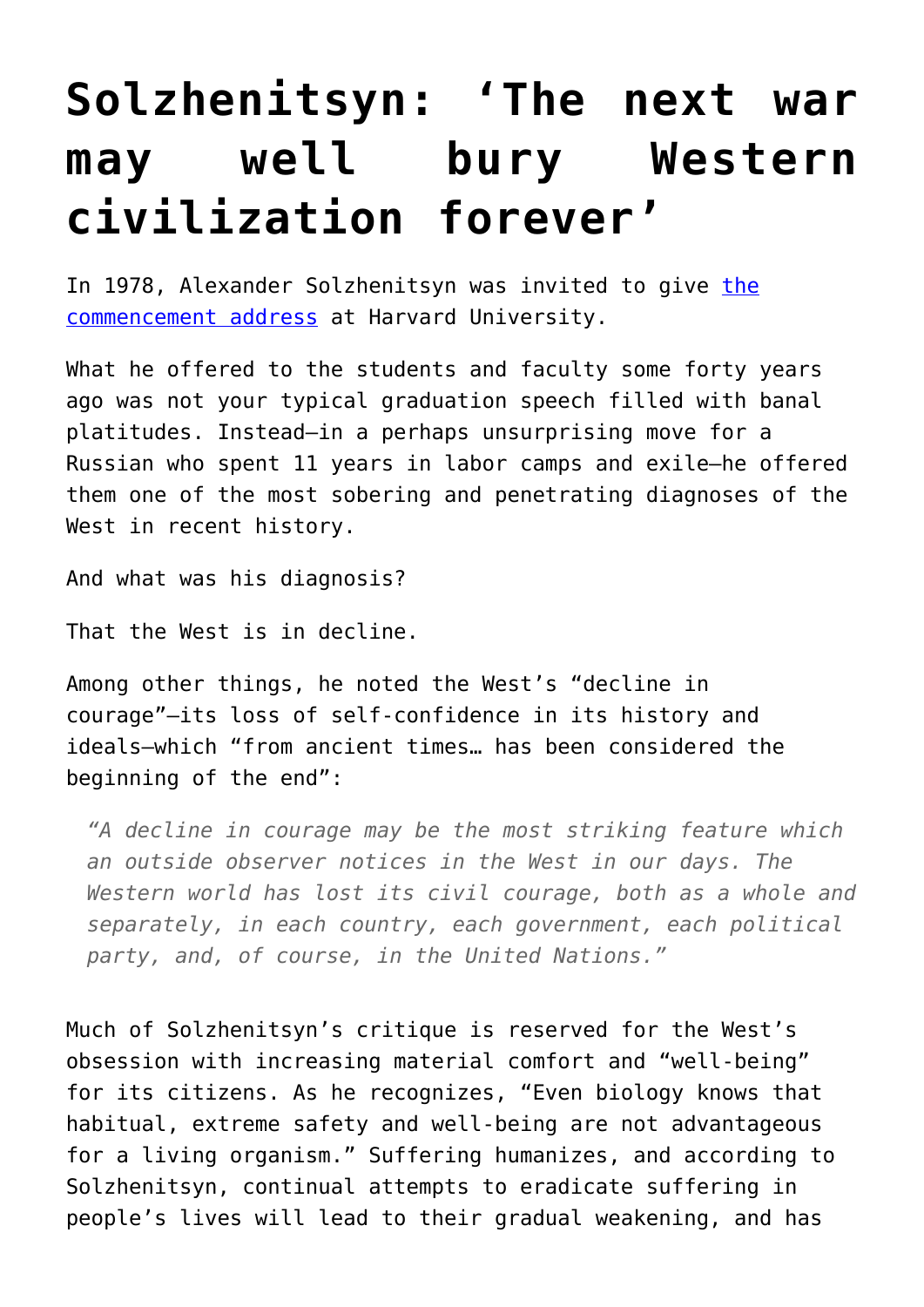# Solzhenitsyn: 'The next war may well bury Western civilization forever'

In 1978, Alexander Solzhenitsyn was invited to give [the commencement address] at Harvard University.

What he offered to the students and faculty some forty years ago was not your typical graduation speech filled with banal platitudes. Instead—in a perhaps unsurprising move for a Russian who spent 11 years in labor camps and exile—he offered them one of the most sobering and penetrating diagnoses of the West in recent history.

And what was his diagnosis?

That the West is in decline.

Among other things, he noted the West's "decline in courage"—its loss of self-confidence in its history and ideals—which "from ancient times… has been considered the beginning of the end":

> *"A decline in courage may be the most striking feature which an outside observer notices in the West in our days. The Western world has lost its civil courage, both as a whole and separately, in each country, each government, each political party, and, of course, in the United Nations."*

Much of Solzhenitsyn's critique is reserved for the West's obsession with increasing material comfort and "well-being" for its citizens. As he recognizes, "Even biology knows that habitual, extreme safety and well-being are not advantageous for a living organism." Suffering humanizes, and according to Solzhenitsyn, continual attempts to eradicate suffering in people's lives will lead to their gradual weakening, and has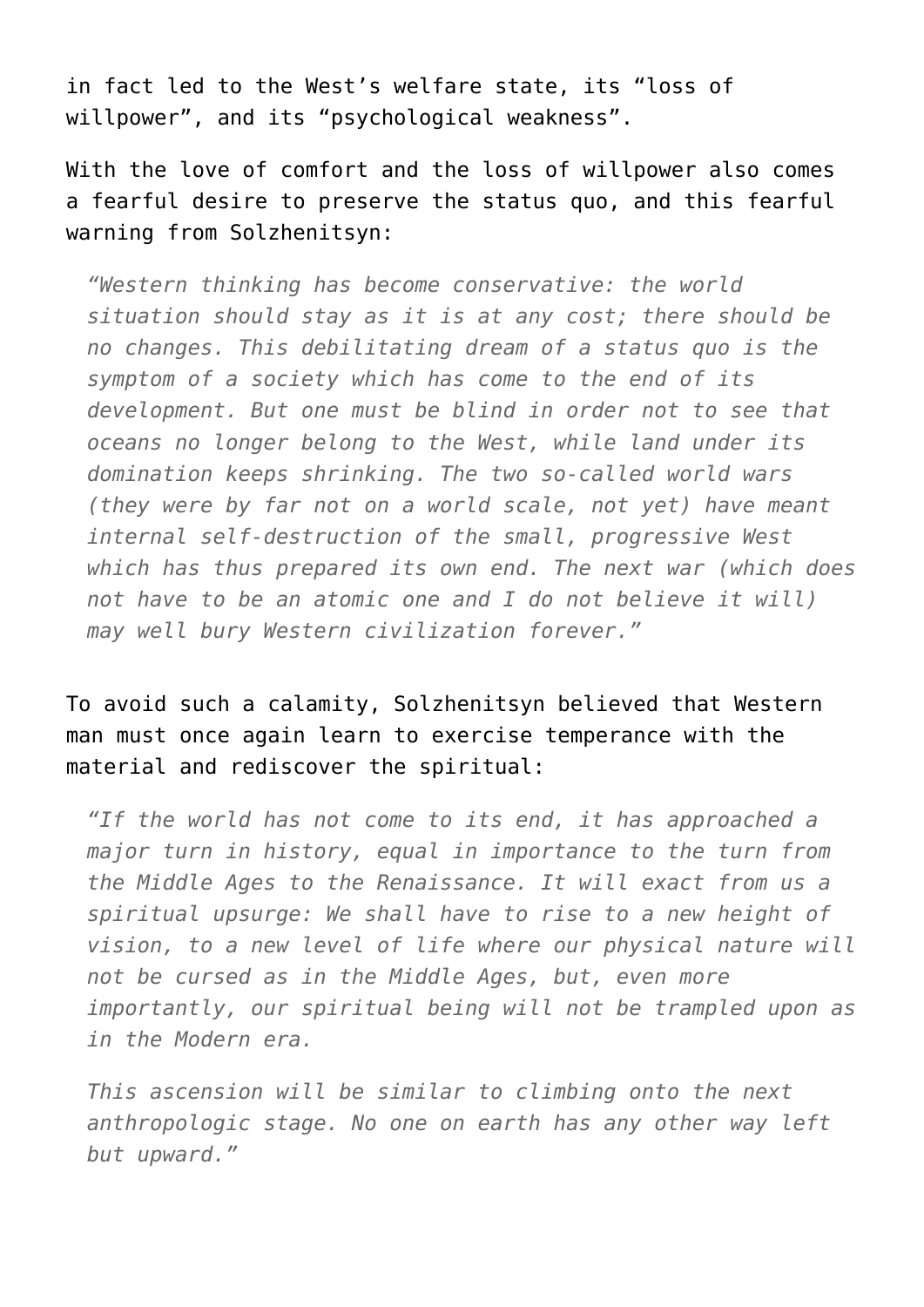in fact led to the West's welfare state, its "loss of willpower", and its "psychological weakness".

With the love of comfort and the loss of willpower also comes a fearful desire to preserve the status quo, and this fearful warning from Solzhenitsyn:

> *"Western thinking has become conservative: the world situation should stay as it is at any cost; there should be no changes. This debilitating dream of a status quo is the symptom of a society which has come to the end of its development. But one must be blind in order not to see that oceans no longer belong to the West, while land under its domination keeps shrinking. The two so-called world wars (they were by far not on a world scale, not yet) have meant internal self-destruction of the small, progressive West which has thus prepared its own end. The next war (which does not have to be an atomic one and I do not believe it will) may well bury Western civilization forever."*

To avoid such a calamity, Solzhenitsyn believed that Western man must once again learn to exercise temperance with the material and rediscover the spiritual:

> *"If the world has not come to its end, it has approached a major turn in history, equal in importance to the turn from the Middle Ages to the Renaissance. It will exact from us a spiritual upsurge: We shall have to rise to a new height of vision, to a new level of life where our physical nature will not be cursed as in the Middle Ages, but, even more importantly, our spiritual being will not be trampled upon as in the Modern era.*
>
> *This ascension will be similar to climbing onto the next anthropologic stage. No one on earth has any other way left but upward."*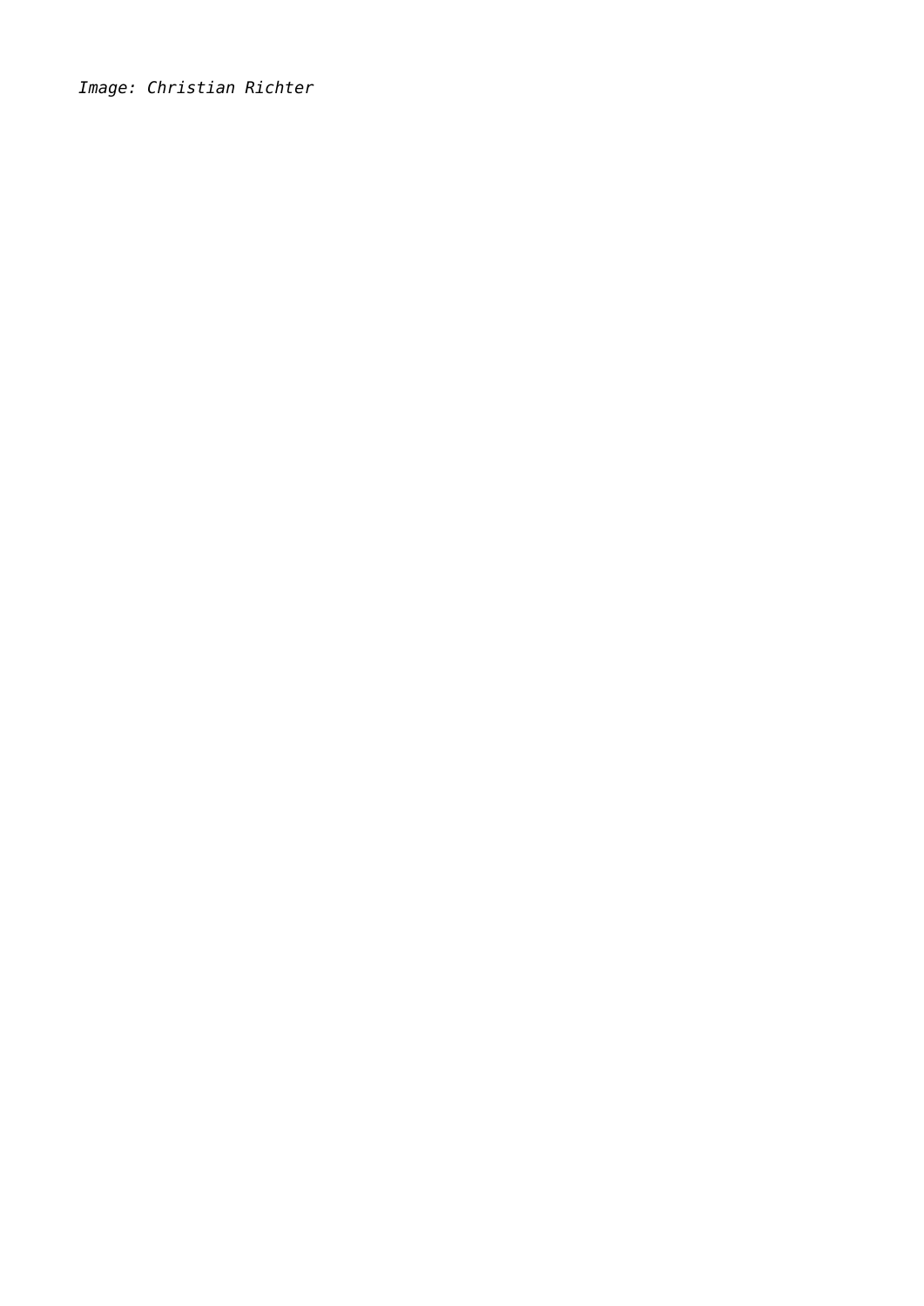*Image: Christian Richter*